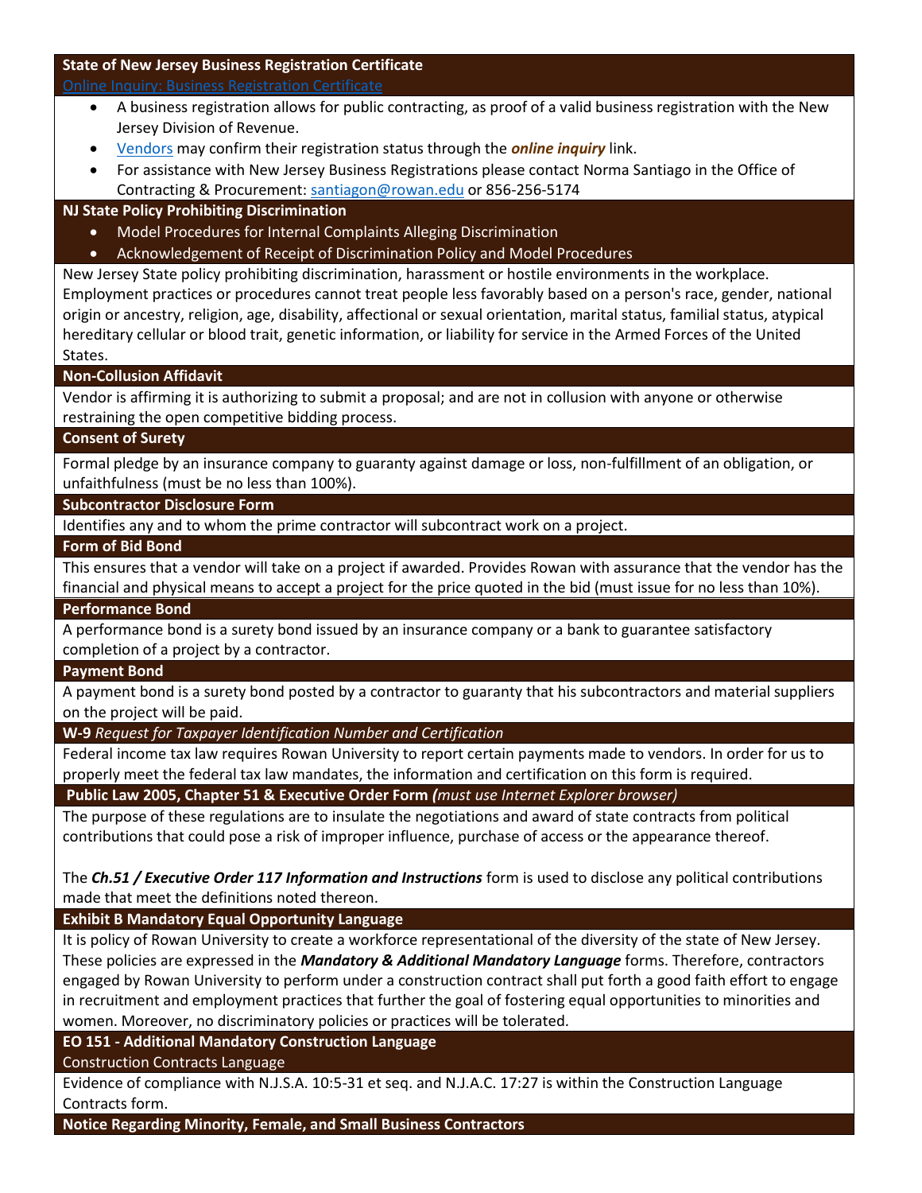### State of New Jersey Business Registration Certificate

Online Inquiry: Business Registration Certificate

- A business registration allows for public contracting, as proof of a valid business registration with the New Jersey Division of Revenue.
- Vendors may confirm their registration status through the ***online inquiry*** link.
- For assistance with New Jersey Business Registrations please contact Norma Santiago in the Office of Contracting & Procurement: santiagon@rowan.edu or 856-256-5174

### NJ State Policy Prohibiting Discrimination

- Model Procedures for Internal Complaints Alleging Discrimination
- Acknowledgement of Receipt of Discrimination Policy and Model Procedures

New Jersey State policy prohibiting discrimination, harassment or hostile environments in the workplace. Employment practices or procedures cannot treat people less favorably based on a person's race, gender, national origin or ancestry, religion, age, disability, affectional or sexual orientation, marital status, familial status, atypical hereditary cellular or blood trait, genetic information, or liability for service in the Armed Forces of the United States.

### Non-Collusion Affidavit

Vendor is affirming it is authorizing to submit a proposal; and are not in collusion with anyone or otherwise restraining the open competitive bidding process.

### Consent of Surety

Formal pledge by an insurance company to guaranty against damage or loss, non-fulfillment of an obligation, or unfaithfulness (must be no less than 100%).

### Subcontractor Disclosure Form

Identifies any and to whom the prime contractor will subcontract work on a project.

### Form of Bid Bond

This ensures that a vendor will take on a project if awarded. Provides Rowan with assurance that the vendor has the financial and physical means to accept a project for the price quoted in the bid (must issue for no less than 10%).

### Performance Bond

A performance bond is a surety bond issued by an insurance company or a bank to guarantee satisfactory completion of a project by a contractor.

### Payment Bond

A payment bond is a surety bond posted by a contractor to guaranty that his subcontractors and material suppliers on the project will be paid.

### W-9 *Request for Taxpayer Identification Number and Certification*

Federal income tax law requires Rowan University to report certain payments made to vendors. In order for us to properly meet the federal tax law mandates, the information and certification on this form is required.

### Public Law 2005, Chapter 51 & Executive Order Form *(must use Internet Explorer browser)*

The purpose of these regulations are to insulate the negotiations and award of state contracts from political contributions that could pose a risk of improper influence, purchase of access or the appearance thereof.

The ***Ch.51 / Executive Order 117 Information and Instructions*** form is used to disclose any political contributions made that meet the definitions noted thereon.

### Exhibit B Mandatory Equal Opportunity Language

It is policy of Rowan University to create a workforce representational of the diversity of the state of New Jersey. These policies are expressed in the ***Mandatory & Additional Mandatory Language*** forms. Therefore, contractors engaged by Rowan University to perform under a construction contract shall put forth a good faith effort to engage in recruitment and employment practices that further the goal of fostering equal opportunities to minorities and women. Moreover, no discriminatory policies or practices will be tolerated.

### EO 151 - Additional Mandatory Construction Language

Construction Contracts Language

Evidence of compliance with N.J.S.A. 10:5-31 et seq. and N.J.A.C. 17:27 is within the Construction Language Contracts form.

### Notice Regarding Minority, Female, and Small Business Contractors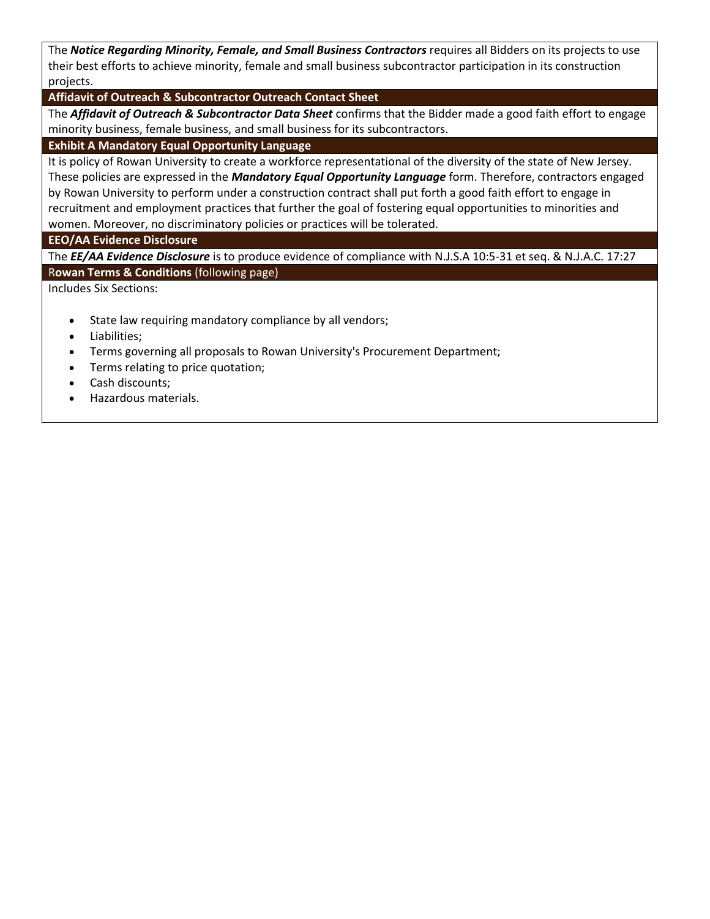The ***Notice Regarding Minority, Female, and Small Business Contractors*** requires all Bidders on its projects to use their best efforts to achieve minority, female and small business subcontractor participation in its construction projects.

### Affidavit of Outreach & Subcontractor Outreach Contact Sheet

The ***Affidavit of Outreach & Subcontractor Data Sheet*** confirms that the Bidder made a good faith effort to engage minority business, female business, and small business for its subcontractors.

### Exhibit A Mandatory Equal Opportunity Language

It is policy of Rowan University to create a workforce representational of the diversity of the state of New Jersey. These policies are expressed in the ***Mandatory Equal Opportunity Language*** form. Therefore, contractors engaged by Rowan University to perform under a construction contract shall put forth a good faith effort to engage in recruitment and employment practices that further the goal of fostering equal opportunities to minorities and women. Moreover, no discriminatory policies or practices will be tolerated.

### EEO/AA Evidence Disclosure

The ***EE/AA Evidence Disclosure*** is to produce evidence of compliance with N.J.S.A 10:5-31 et seq. & N.J.A.C. 17:27

### Rowan Terms & Conditions (following page)

Includes Six Sections:

- State law requiring mandatory compliance by all vendors;
- Liabilities;
- Terms governing all proposals to Rowan University's Procurement Department;
- Terms relating to price quotation;
- Cash discounts;
- Hazardous materials.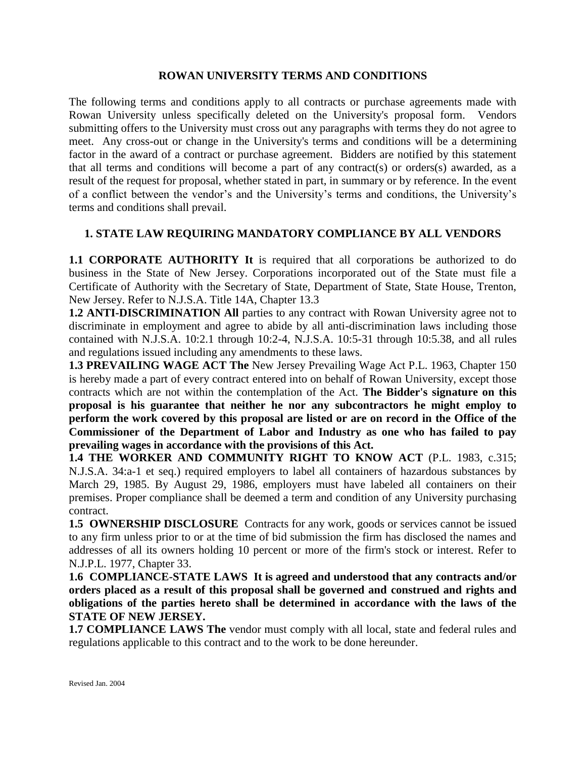## ROWAN UNIVERSITY TERMS AND CONDITIONS

The following terms and conditions apply to all contracts or purchase agreements made with Rowan University unless specifically deleted on the University's proposal form. Vendors submitting offers to the University must cross out any paragraphs with terms they do not agree to meet. Any cross-out or change in the University's terms and conditions will be a determining factor in the award of a contract or purchase agreement. Bidders are notified by this statement that all terms and conditions will become a part of any contract(s) or orders(s) awarded, as a result of the request for proposal, whether stated in part, in summary or by reference. In the event of a conflict between the vendor's and the University's terms and conditions, the University's terms and conditions shall prevail.

### 1. STATE LAW REQUIRING MANDATORY COMPLIANCE BY ALL VENDORS

**1.1 CORPORATE AUTHORITY It** is required that all corporations be authorized to do business in the State of New Jersey. Corporations incorporated out of the State must file a Certificate of Authority with the Secretary of State, Department of State, State House, Trenton, New Jersey. Refer to N.J.S.A. Title 14A, Chapter 13.3

**1.2 ANTI-DISCRIMINATION All** parties to any contract with Rowan University agree not to discriminate in employment and agree to abide by all anti-discrimination laws including those contained with N.J.S.A. 10:2.1 through 10:2-4, N.J.S.A. 10:5-31 through 10:5.38, and all rules and regulations issued including any amendments to these laws.

**1.3 PREVAILING WAGE ACT The** New Jersey Prevailing Wage Act P.L. 1963, Chapter 150 is hereby made a part of every contract entered into on behalf of Rowan University, except those contracts which are not within the contemplation of the Act. **The Bidder's signature on this proposal is his guarantee that neither he nor any subcontractors he might employ to perform the work covered by this proposal are listed or are on record in the Office of the Commissioner of the Department of Labor and Industry as one who has failed to pay prevailing wages in accordance with the provisions of this Act.**

**1.4 THE WORKER AND COMMUNITY RIGHT TO KNOW ACT** (P.L. 1983, c.315; N.J.S.A. 34:a-1 et seq.) required employers to label all containers of hazardous substances by March 29, 1985. By August 29, 1986, employers must have labeled all containers on their premises. Proper compliance shall be deemed a term and condition of any University purchasing contract.

**1.5 OWNERSHIP DISCLOSURE** Contracts for any work, goods or services cannot be issued to any firm unless prior to or at the time of bid submission the firm has disclosed the names and addresses of all its owners holding 10 percent or more of the firm's stock or interest. Refer to N.J.P.L. 1977, Chapter 33.

**1.6 COMPLIANCE-STATE LAWS It is agreed and understood that any contracts and/or orders placed as a result of this proposal shall be governed and construed and rights and obligations of the parties hereto shall be determined in accordance with the laws of the STATE OF NEW JERSEY.**

**1.7 COMPLIANCE LAWS The** vendor must comply with all local, state and federal rules and regulations applicable to this contract and to the work to be done hereunder.

Revised Jan. 2004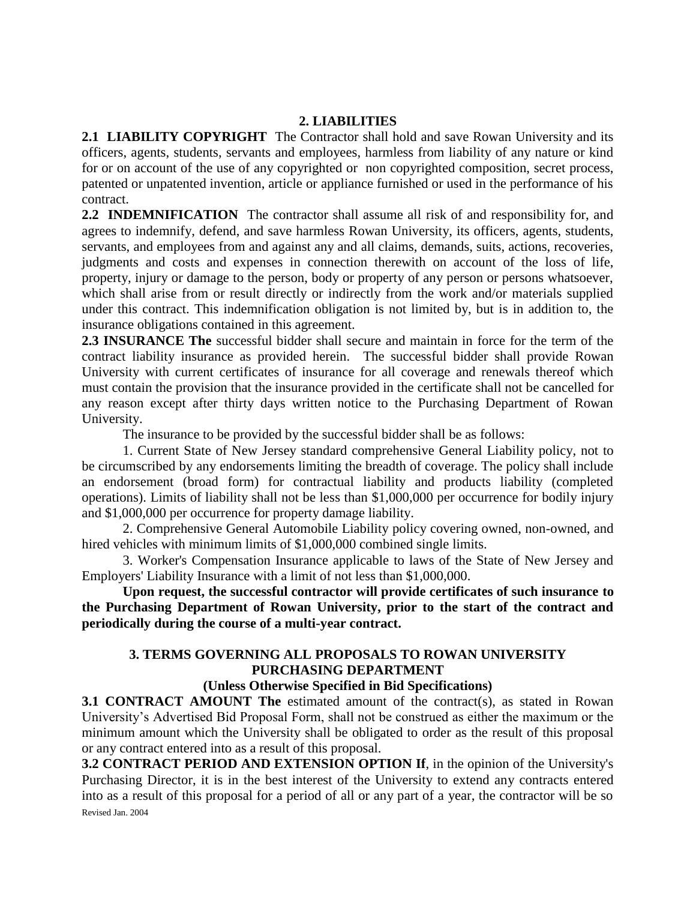## 2. LIABILITIES

**2.1 LIABILITY COPYRIGHT** The Contractor shall hold and save Rowan University and its officers, agents, students, servants and employees, harmless from liability of any nature or kind for or on account of the use of any copyrighted or non copyrighted composition, secret process, patented or unpatented invention, article or appliance furnished or used in the performance of his contract.

**2.2 INDEMNIFICATION** The contractor shall assume all risk of and responsibility for, and agrees to indemnify, defend, and save harmless Rowan University, its officers, agents, students, servants, and employees from and against any and all claims, demands, suits, actions, recoveries, judgments and costs and expenses in connection therewith on account of the loss of life, property, injury or damage to the person, body or property of any person or persons whatsoever, which shall arise from or result directly or indirectly from the work and/or materials supplied under this contract. This indemnification obligation is not limited by, but is in addition to, the insurance obligations contained in this agreement.

**2.3 INSURANCE The** successful bidder shall secure and maintain in force for the term of the contract liability insurance as provided herein. The successful bidder shall provide Rowan University with current certificates of insurance for all coverage and renewals thereof which must contain the provision that the insurance provided in the certificate shall not be cancelled for any reason except after thirty days written notice to the Purchasing Department of Rowan University.

The insurance to be provided by the successful bidder shall be as follows:

1. Current State of New Jersey standard comprehensive General Liability policy, not to be circumscribed by any endorsements limiting the breadth of coverage. The policy shall include an endorsement (broad form) for contractual liability and products liability (completed operations). Limits of liability shall not be less than $1,000,000 per occurrence for bodily injury and $1,000,000 per occurrence for property damage liability.

2. Comprehensive General Automobile Liability policy covering owned, non-owned, and hired vehicles with minimum limits of $1,000,000 combined single limits.

3. Worker's Compensation Insurance applicable to laws of the State of New Jersey and Employers' Liability Insurance with a limit of not less than $1,000,000.

**Upon request, the successful contractor will provide certificates of such insurance to the Purchasing Department of Rowan University, prior to the start of the contract and periodically during the course of a multi-year contract.**

## 3. TERMS GOVERNING ALL PROPOSALS TO ROWAN UNIVERSITY PURCHASING DEPARTMENT

### (Unless Otherwise Specified in Bid Specifications)

**3.1 CONTRACT AMOUNT The** estimated amount of the contract(s), as stated in Rowan University's Advertised Bid Proposal Form, shall not be construed as either the maximum or the minimum amount which the University shall be obligated to order as the result of this proposal or any contract entered into as a result of this proposal.

**3.2 CONTRACT PERIOD AND EXTENSION OPTION If**, in the opinion of the University's Purchasing Director, it is in the best interest of the University to extend any contracts entered into as a result of this proposal for a period of all or any part of a year, the contractor will be so

Revised Jan. 2004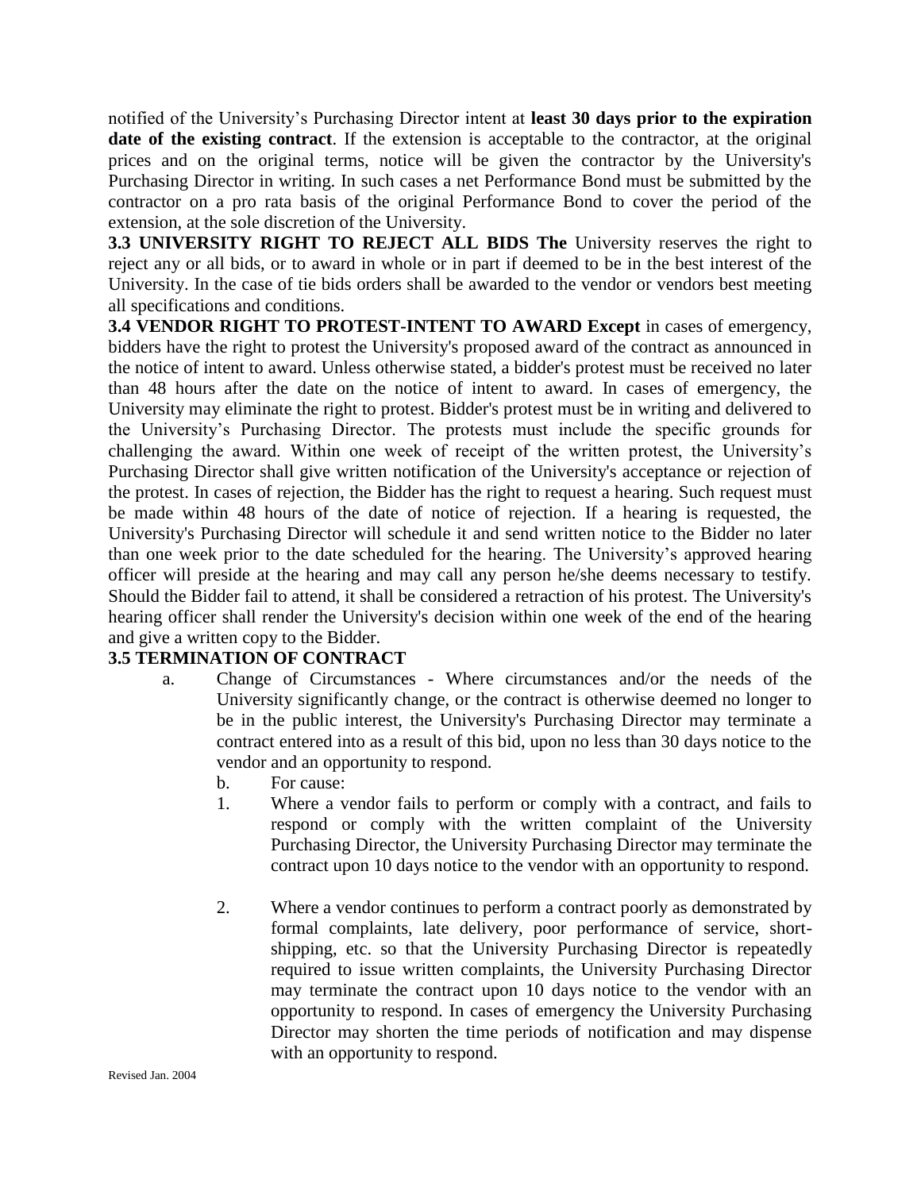notified of the University's Purchasing Director intent at **least 30 days prior to the expiration date of the existing contract**. If the extension is acceptable to the contractor, at the original prices and on the original terms, notice will be given the contractor by the University's Purchasing Director in writing. In such cases a net Performance Bond must be submitted by the contractor on a pro rata basis of the original Performance Bond to cover the period of the extension, at the sole discretion of the University.

**3.3 UNIVERSITY RIGHT TO REJECT ALL BIDS The** University reserves the right to reject any or all bids, or to award in whole or in part if deemed to be in the best interest of the University. In the case of tie bids orders shall be awarded to the vendor or vendors best meeting all specifications and conditions.

**3.4 VENDOR RIGHT TO PROTEST-INTENT TO AWARD Except** in cases of emergency, bidders have the right to protest the University's proposed award of the contract as announced in the notice of intent to award. Unless otherwise stated, a bidder's protest must be received no later than 48 hours after the date on the notice of intent to award. In cases of emergency, the University may eliminate the right to protest. Bidder's protest must be in writing and delivered to the University's Purchasing Director. The protests must include the specific grounds for challenging the award. Within one week of receipt of the written protest, the University's Purchasing Director shall give written notification of the University's acceptance or rejection of the protest. In cases of rejection, the Bidder has the right to request a hearing. Such request must be made within 48 hours of the date of notice of rejection. If a hearing is requested, the University's Purchasing Director will schedule it and send written notice to the Bidder no later than one week prior to the date scheduled for the hearing. The University's approved hearing officer will preside at the hearing and may call any person he/she deems necessary to testify. Should the Bidder fail to attend, it shall be considered a retraction of his protest. The University's hearing officer shall render the University's decision within one week of the end of the hearing and give a written copy to the Bidder.

**3.5 TERMINATION OF CONTRACT**

a. Change of Circumstances - Where circumstances and/or the needs of the University significantly change, or the contract is otherwise deemed no longer to be in the public interest, the University's Purchasing Director may terminate a contract entered into as a result of this bid, upon no less than 30 days notice to the vendor and an opportunity to respond.

b. For cause:

1. Where a vendor fails to perform or comply with a contract, and fails to respond or comply with the written complaint of the University Purchasing Director, the University Purchasing Director may terminate the contract upon 10 days notice to the vendor with an opportunity to respond.

2. Where a vendor continues to perform a contract poorly as demonstrated by formal complaints, late delivery, poor performance of service, short-shipping, etc. so that the University Purchasing Director is repeatedly required to issue written complaints, the University Purchasing Director may terminate the contract upon 10 days notice to the vendor with an opportunity to respond. In cases of emergency the University Purchasing Director may shorten the time periods of notification and may dispense with an opportunity to respond.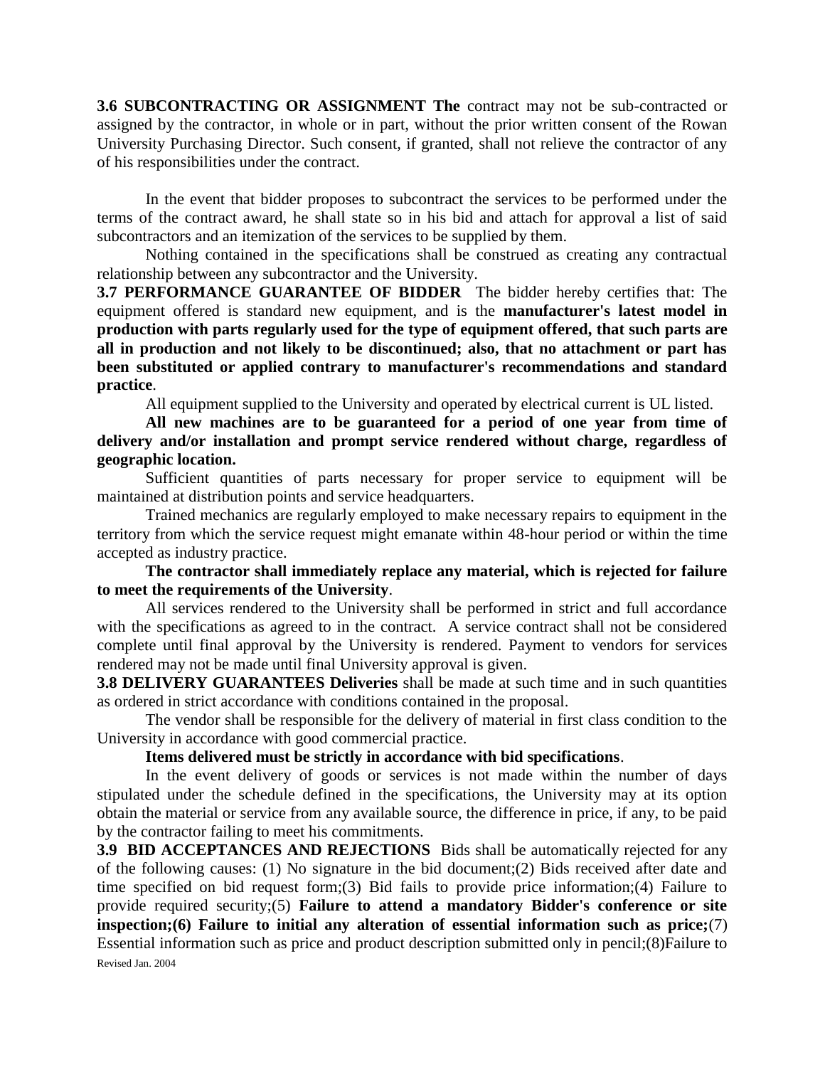**3.6 SUBCONTRACTING OR ASSIGNMENT The** contract may not be sub-contracted or assigned by the contractor, in whole or in part, without the prior written consent of the Rowan University Purchasing Director. Such consent, if granted, shall not relieve the contractor of any of his responsibilities under the contract.

In the event that bidder proposes to subcontract the services to be performed under the terms of the contract award, he shall state so in his bid and attach for approval a list of said subcontractors and an itemization of the services to be supplied by them.

Nothing contained in the specifications shall be construed as creating any contractual relationship between any subcontractor and the University.

**3.7 PERFORMANCE GUARANTEE OF BIDDER** The bidder hereby certifies that: The equipment offered is standard new equipment, and is the **manufacturer's latest model in production with parts regularly used for the type of equipment offered, that such parts are all in production and not likely to be discontinued; also, that no attachment or part has been substituted or applied contrary to manufacturer's recommendations and standard practice**.

All equipment supplied to the University and operated by electrical current is UL listed.

**All new machines are to be guaranteed for a period of one year from time of delivery and/or installation and prompt service rendered without charge, regardless of geographic location.**

Sufficient quantities of parts necessary for proper service to equipment will be maintained at distribution points and service headquarters.

Trained mechanics are regularly employed to make necessary repairs to equipment in the territory from which the service request might emanate within 48-hour period or within the time accepted as industry practice.

**The contractor shall immediately replace any material, which is rejected for failure to meet the requirements of the University**.

All services rendered to the University shall be performed in strict and full accordance with the specifications as agreed to in the contract. A service contract shall not be considered complete until final approval by the University is rendered. Payment to vendors for services rendered may not be made until final University approval is given.

**3.8 DELIVERY GUARANTEES Deliveries** shall be made at such time and in such quantities as ordered in strict accordance with conditions contained in the proposal.

The vendor shall be responsible for the delivery of material in first class condition to the University in accordance with good commercial practice.

**Items delivered must be strictly in accordance with bid specifications**.

In the event delivery of goods or services is not made within the number of days stipulated under the schedule defined in the specifications, the University may at its option obtain the material or service from any available source, the difference in price, if any, to be paid by the contractor failing to meet his commitments.

**3.9 BID ACCEPTANCES AND REJECTIONS** Bids shall be automatically rejected for any of the following causes: (1) No signature in the bid document;(2) Bids received after date and time specified on bid request form;(3) Bid fails to provide price information;(4) Failure to provide required security;(5) **Failure to attend a mandatory Bidder's conference or site inspection;(6) Failure to initial any alteration of essential information such as price;**(7) Essential information such as price and product description submitted only in pencil;(8)Failure to

Revised Jan. 2004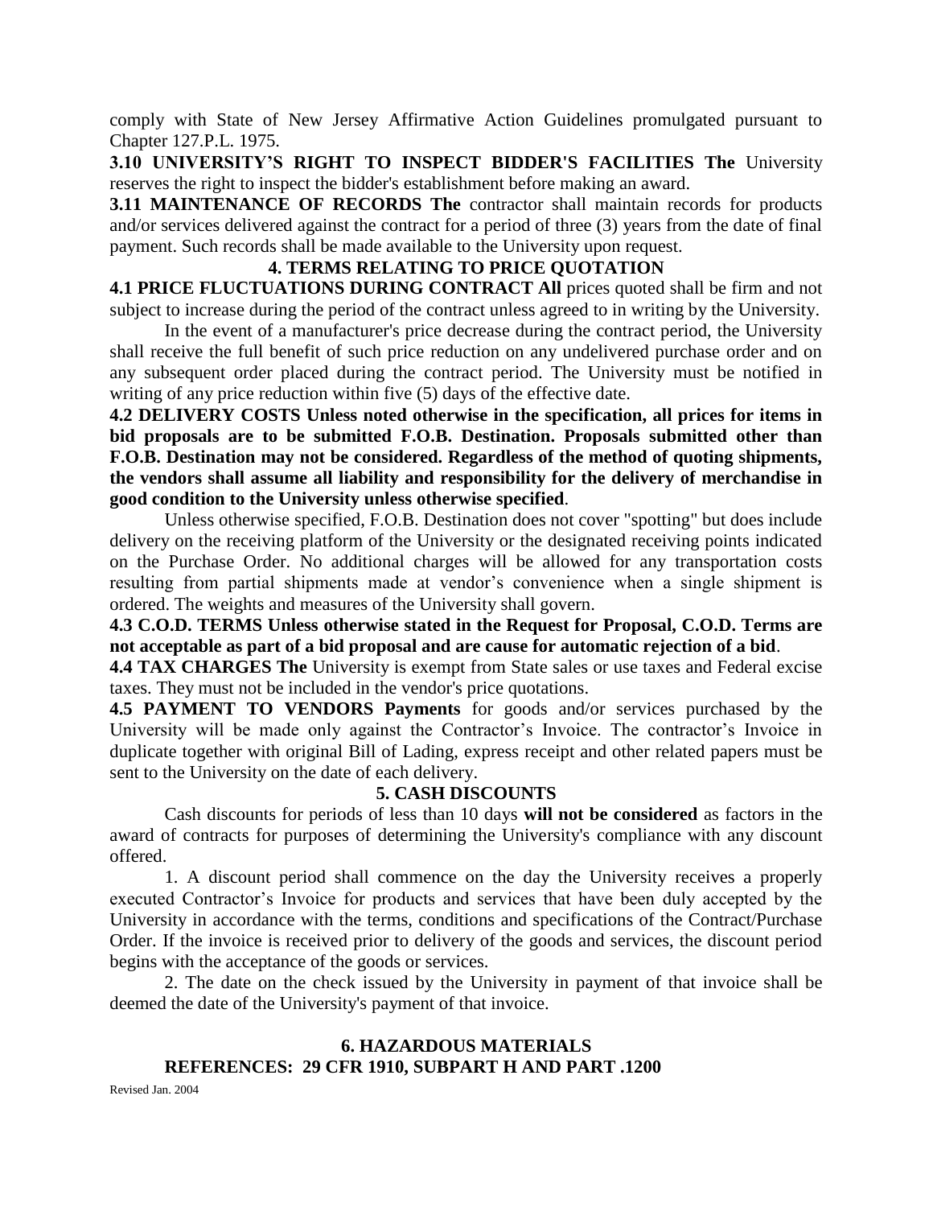comply with State of New Jersey Affirmative Action Guidelines promulgated pursuant to Chapter 127.P.L. 1975.

**3.10 UNIVERSITY'S RIGHT TO INSPECT BIDDER'S FACILITIES The** University reserves the right to inspect the bidder's establishment before making an award.

**3.11 MAINTENANCE OF RECORDS The** contractor shall maintain records for products and/or services delivered against the contract for a period of three (3) years from the date of final payment. Such records shall be made available to the University upon request.

## 4. TERMS RELATING TO PRICE QUOTATION

**4.1 PRICE FLUCTUATIONS DURING CONTRACT All** prices quoted shall be firm and not subject to increase during the period of the contract unless agreed to in writing by the University.

In the event of a manufacturer's price decrease during the contract period, the University shall receive the full benefit of such price reduction on any undelivered purchase order and on any subsequent order placed during the contract period. The University must be notified in writing of any price reduction within five (5) days of the effective date.

**4.2 DELIVERY COSTS Unless noted otherwise in the specification, all prices for items in bid proposals are to be submitted F.O.B. Destination. Proposals submitted other than F.O.B. Destination may not be considered. Regardless of the method of quoting shipments, the vendors shall assume all liability and responsibility for the delivery of merchandise in good condition to the University unless otherwise specified**.

Unless otherwise specified, F.O.B. Destination does not cover "spotting" but does include delivery on the receiving platform of the University or the designated receiving points indicated on the Purchase Order. No additional charges will be allowed for any transportation costs resulting from partial shipments made at vendor's convenience when a single shipment is ordered. The weights and measures of the University shall govern.

**4.3 C.O.D. TERMS Unless otherwise stated in the Request for Proposal, C.O.D. Terms are not acceptable as part of a bid proposal and are cause for automatic rejection of a bid**.

**4.4 TAX CHARGES The** University is exempt from State sales or use taxes and Federal excise taxes. They must not be included in the vendor's price quotations.

**4.5 PAYMENT TO VENDORS Payments** for goods and/or services purchased by the University will be made only against the Contractor's Invoice. The contractor's Invoice in duplicate together with original Bill of Lading, express receipt and other related papers must be sent to the University on the date of each delivery.

## 5. CASH DISCOUNTS

Cash discounts for periods of less than 10 days **will not be considered** as factors in the award of contracts for purposes of determining the University's compliance with any discount offered.

1. A discount period shall commence on the day the University receives a properly executed Contractor's Invoice for products and services that have been duly accepted by the University in accordance with the terms, conditions and specifications of the Contract/Purchase Order. If the invoice is received prior to delivery of the goods and services, the discount period begins with the acceptance of the goods or services.

2. The date on the check issued by the University in payment of that invoice shall be deemed the date of the University's payment of that invoice.

## 6. HAZARDOUS MATERIALS

**REFERENCES: 29 CFR 1910, SUBPART H AND PART .1200**

Revised Jan. 2004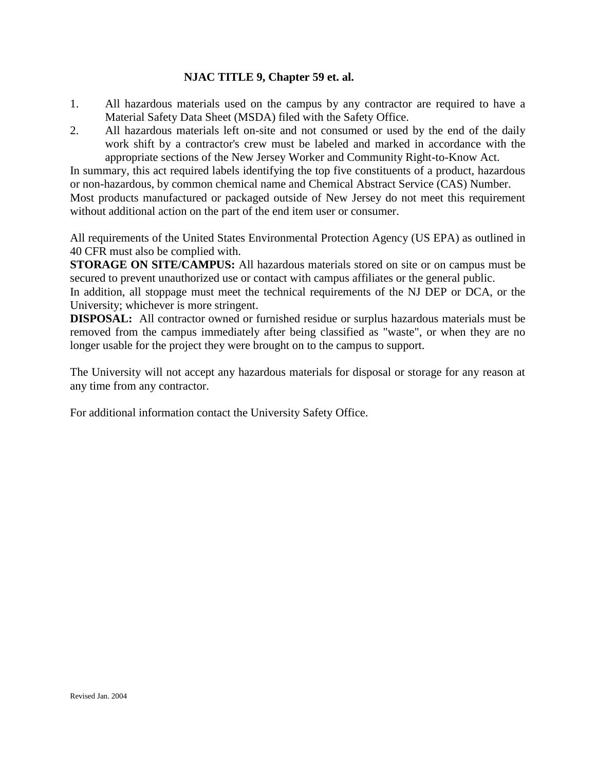**NJAC TITLE 9, Chapter 59 et. al.**

1. All hazardous materials used on the campus by any contractor are required to have a Material Safety Data Sheet (MSDA) filed with the Safety Office.
2. All hazardous materials left on-site and not consumed or used by the end of the daily work shift by a contractor's crew must be labeled and marked in accordance with the appropriate sections of the New Jersey Worker and Community Right-to-Know Act.

In summary, this act required labels identifying the top five constituents of a product, hazardous or non-hazardous, by common chemical name and Chemical Abstract Service (CAS) Number.
Most products manufactured or packaged outside of New Jersey do not meet this requirement without additional action on the part of the end item user or consumer.

All requirements of the United States Environmental Protection Agency (US EPA) as outlined in 40 CFR must also be complied with.
**STORAGE ON SITE/CAMPUS:** All hazardous materials stored on site or on campus must be secured to prevent unauthorized use or contact with campus affiliates or the general public.
In addition, all stoppage must meet the technical requirements of the NJ DEP or DCA, or the University; whichever is more stringent.
**DISPOSAL:** All contractor owned or furnished residue or surplus hazardous materials must be removed from the campus immediately after being classified as "waste", or when they are no longer usable for the project they were brought on to the campus to support.

The University will not accept any hazardous materials for disposal or storage for any reason at any time from any contractor.

For additional information contact the University Safety Office.

Revised Jan. 2004